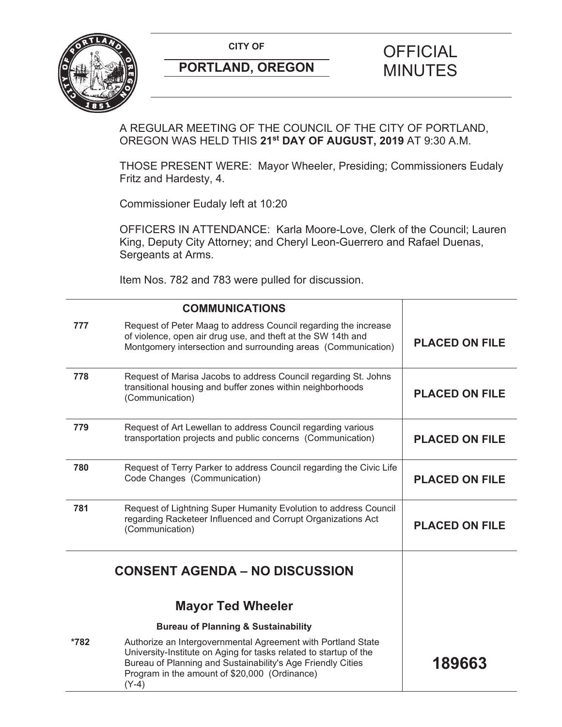**CITY OF**

**PORTLAND, OREGON**

# OFFICIAL MINUTES

A REGULAR MEETING OF THE COUNCIL OF THE CITY OF PORTLAND, OREGON WAS HELD THIS **21st DAY OF AUGUST, 2019** AT 9:30 A.M.

THOSE PRESENT WERE: Mayor Wheeler, Presiding; Commissioners Eudaly Fritz and Hardesty, 4.

Commissioner Eudaly left at 10:20

OFFICERS IN ATTENDANCE: Karla Moore-Love, Clerk of the Council; Lauren King, Deputy City Attorney; and Cheryl Leon-Guerrero and Rafael Duenas, Sergeants at Arms.

Item Nos. 782 and 783 were pulled for discussion.

| | | |
|---|---|---|
| | **COMMUNICATIONS** | |
| **777** | Request of Peter Maag to address Council regarding the increase of violence, open air drug use, and theft at the SW 14th and Montgomery intersection and surrounding areas (Communication) | **PLACED ON FILE** |
| **778** | Request of Marisa Jacobs to address Council regarding St. Johns transitional housing and buffer zones within neighborhoods (Communication) | **PLACED ON FILE** |
| **779** | Request of Art Lewellan to address Council regarding various transportation projects and public concerns (Communication) | **PLACED ON FILE** |
| **780** | Request of Terry Parker to address Council regarding the Civic Life Code Changes (Communication) | **PLACED ON FILE** |
| **781** | Request of Lightning Super Humanity Evolution to address Council regarding Racketeer Influenced and Corrupt Organizations Act (Communication) | **PLACED ON FILE** |
| | **CONSENT AGENDA – NO DISCUSSION** | |
| | **Mayor Ted Wheeler** | |
| | **Bureau of Planning & Sustainability** | |
| **\*782** | Authorize an Intergovernmental Agreement with Portland State University-Institute on Aging for tasks related to startup of the Bureau of Planning and Sustainability's Age Friendly Cities Program in the amount of $20,000 (Ordinance) (Y-4) | **189663** |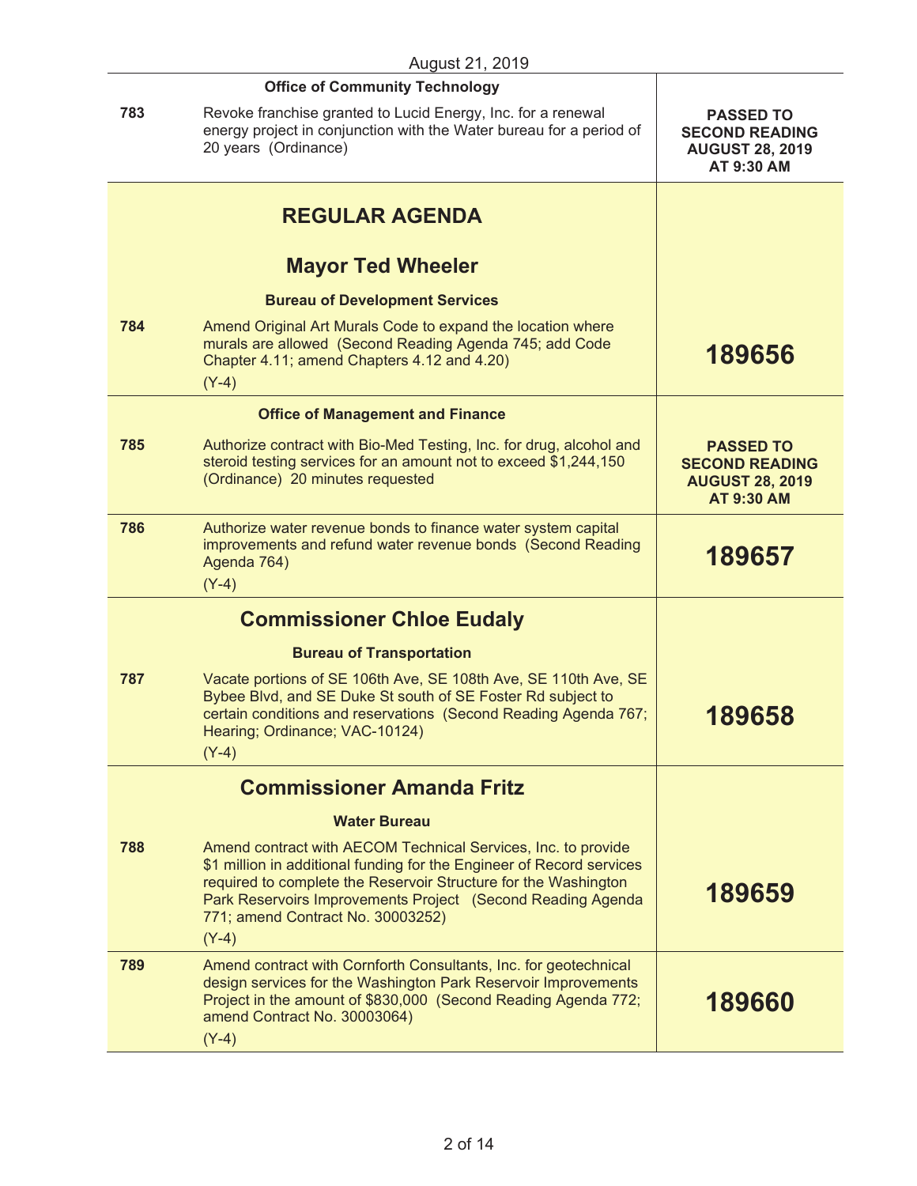August 21, 2019

| | | |
|---|---|---|
| | **Office of Community Technology** | |
| 783 | Revoke franchise granted to Lucid Energy, Inc. for a renewal energy project in conjunction with the Water bureau for a period of 20 years (Ordinance) | **PASSED TO SECOND READING AUGUST 28, 2019 AT 9:30 AM** |
| | **REGULAR AGENDA** | |
| | **Mayor Ted Wheeler** | |
| | **Bureau of Development Services** | |
| 784 | Amend Original Art Murals Code to expand the location where murals are allowed (Second Reading Agenda 745; add Code Chapter 4.11; amend Chapters 4.12 and 4.20) (Y-4) | **189656** |
| | **Office of Management and Finance** | |
| 785 | Authorize contract with Bio-Med Testing, Inc. for drug, alcohol and steroid testing services for an amount not to exceed $1,244,150 (Ordinance) 20 minutes requested | **PASSED TO SECOND READING AUGUST 28, 2019 AT 9:30 AM** |
| 786 | Authorize water revenue bonds to finance water system capital improvements and refund water revenue bonds (Second Reading Agenda 764) (Y-4) | **189657** |
| | **Commissioner Chloe Eudaly** | |
| | **Bureau of Transportation** | |
| 787 | Vacate portions of SE 106th Ave, SE 108th Ave, SE 110th Ave, SE Bybee Blvd, and SE Duke St south of SE Foster Rd subject to certain conditions and reservations (Second Reading Agenda 767; Hearing; Ordinance; VAC-10124) (Y-4) | **189658** |
| | **Commissioner Amanda Fritz** | |
| | **Water Bureau** | |
| 788 | Amend contract with AECOM Technical Services, Inc. to provide $1 million in additional funding for the Engineer of Record services required to complete the Reservoir Structure for the Washington Park Reservoirs Improvements Project (Second Reading Agenda 771; amend Contract No. 30003252) (Y-4) | **189659** |
| 789 | Amend contract with Cornforth Consultants, Inc. for geotechnical design services for the Washington Park Reservoir Improvements Project in the amount of $830,000 (Second Reading Agenda 772; amend Contract No. 30003064) (Y-4) | **189660** |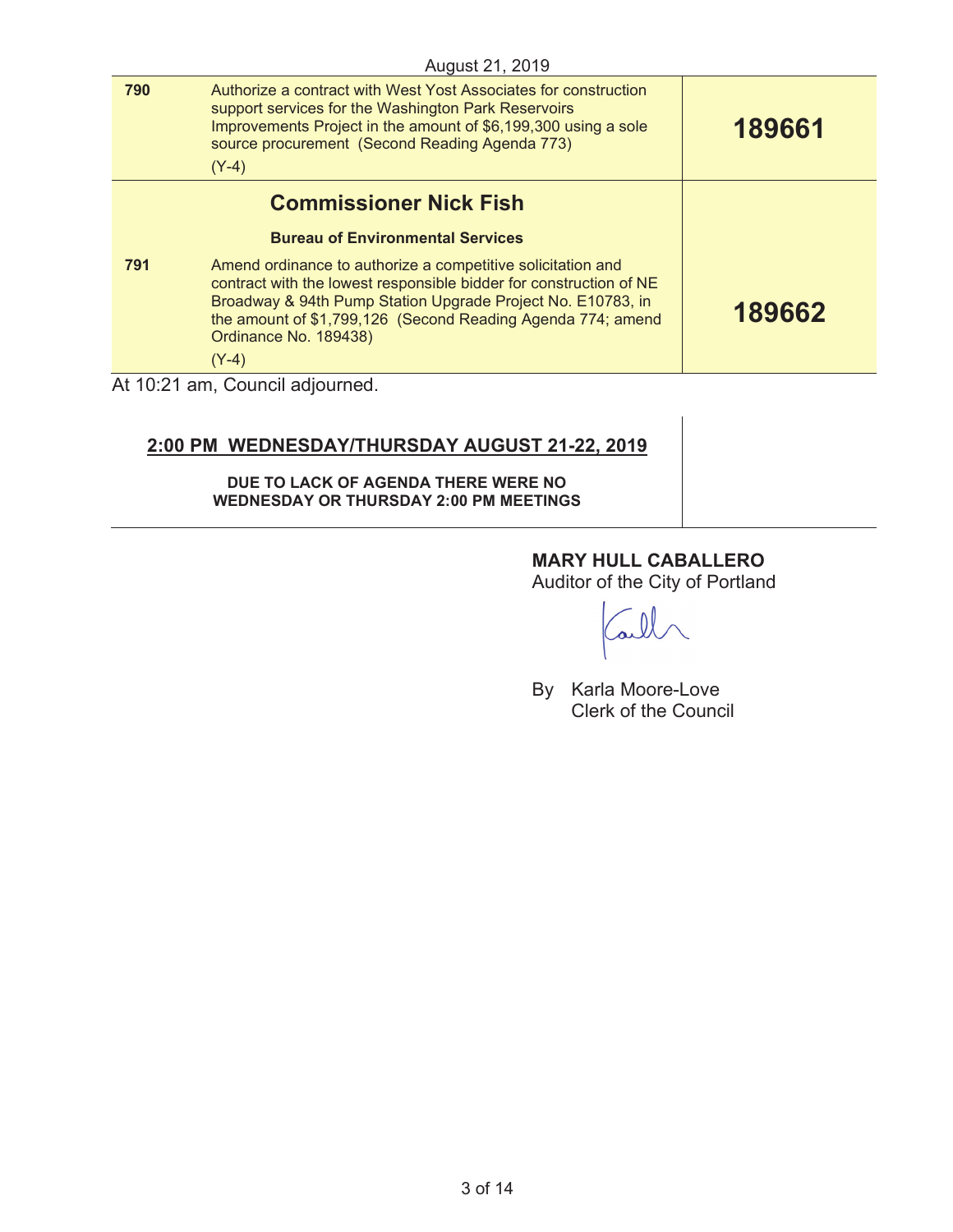August 21, 2019

| | | |
|---|---|---|
| **790** | Authorize a contract with West Yost Associates for construction support services for the Washington Park Reservoirs Improvements Project in the amount of $6,199,300 using a sole source procurement (Second Reading Agenda 773)<br>(Y-4) | **189661** |
| | **Commissioner Nick Fish**<br>**Bureau of Environmental Services** | |
| **791** | Amend ordinance to authorize a competitive solicitation and contract with the lowest responsible bidder for construction of NE Broadway & 94th Pump Station Upgrade Project No. E10783, in the amount of $1,799,126 (Second Reading Agenda 774; amend Ordinance No. 189438)<br>(Y-4) | **189662** |

At 10:21 am, Council adjourned.

**2:00 PM WEDNESDAY/THURSDAY AUGUST 21-22, 2019**

**DUE TO LACK OF AGENDA THERE WERE NO WEDNESDAY OR THURSDAY 2:00 PM MEETINGS**

**MARY HULL CABALLERO**
Auditor of the City of Portland

By Karla Moore-Love
Clerk of the Council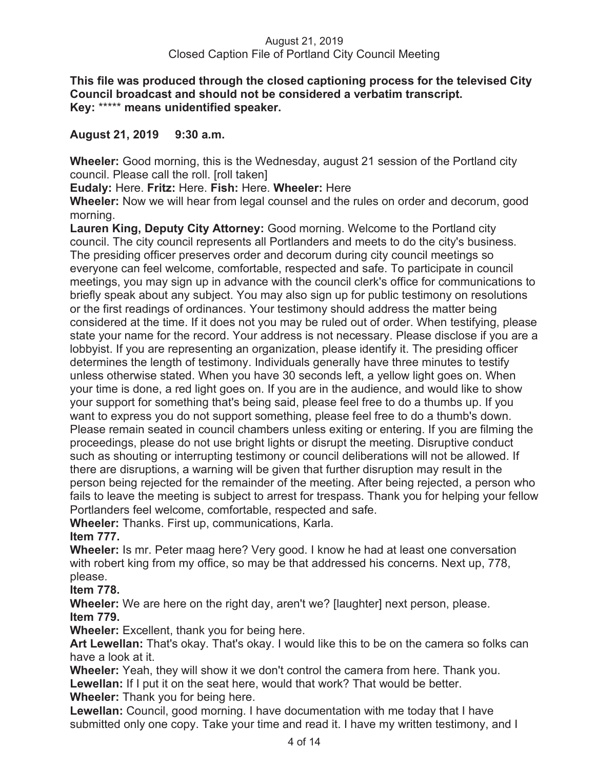**This file was produced through the closed captioning process for the televised City Council broadcast and should not be considered a verbatim transcript.**
**Key: ***** means unidentified speaker.**

**August 21, 2019 9:30 a.m.**

**Wheeler:** Good morning, this is the Wednesday, august 21 session of the Portland city council. Please call the roll. [roll taken]

**Eudaly:** Here. **Fritz:** Here. **Fish:** Here. **Wheeler:** Here

**Wheeler:** Now we will hear from legal counsel and the rules on order and decorum, good morning.

**Lauren King, Deputy City Attorney:** Good morning. Welcome to the Portland city council. The city council represents all Portlanders and meets to do the city's business. The presiding officer preserves order and decorum during city council meetings so everyone can feel welcome, comfortable, respected and safe. To participate in council meetings, you may sign up in advance with the council clerk's office for communications to briefly speak about any subject. You may also sign up for public testimony on resolutions or the first readings of ordinances. Your testimony should address the matter being considered at the time. If it does not you may be ruled out of order. When testifying, please state your name for the record. Your address is not necessary. Please disclose if you are a lobbyist. If you are representing an organization, please identify it. The presiding officer determines the length of testimony. Individuals generally have three minutes to testify unless otherwise stated. When you have 30 seconds left, a yellow light goes on. When your time is done, a red light goes on. If you are in the audience, and would like to show your support for something that's being said, please feel free to do a thumbs up. If you want to express you do not support something, please feel free to do a thumb's down. Please remain seated in council chambers unless exiting or entering. If you are filming the proceedings, please do not use bright lights or disrupt the meeting. Disruptive conduct such as shouting or interrupting testimony or council deliberations will not be allowed. If there are disruptions, a warning will be given that further disruption may result in the person being rejected for the remainder of the meeting. After being rejected, a person who fails to leave the meeting is subject to arrest for trespass. Thank you for helping your fellow Portlanders feel welcome, comfortable, respected and safe.

**Wheeler:** Thanks. First up, communications, Karla.

**Item 777.**

**Wheeler:** Is mr. Peter maag here? Very good. I know he had at least one conversation with robert king from my office, so may be that addressed his concerns. Next up, 778, please.

**Item 778.**

**Wheeler:** We are here on the right day, aren't we? [laughter] next person, please.

**Item 779.**

**Wheeler:** Excellent, thank you for being here.

**Art Lewellan:** That's okay. That's okay. I would like this to be on the camera so folks can have a look at it.

**Wheeler:** Yeah, they will show it we don't control the camera from here. Thank you.

**Lewellan:** If I put it on the seat here, would that work? That would be better.

**Wheeler:** Thank you for being here.

**Lewellan:** Council, good morning. I have documentation with me today that I have submitted only one copy. Take your time and read it. I have my written testimony, and I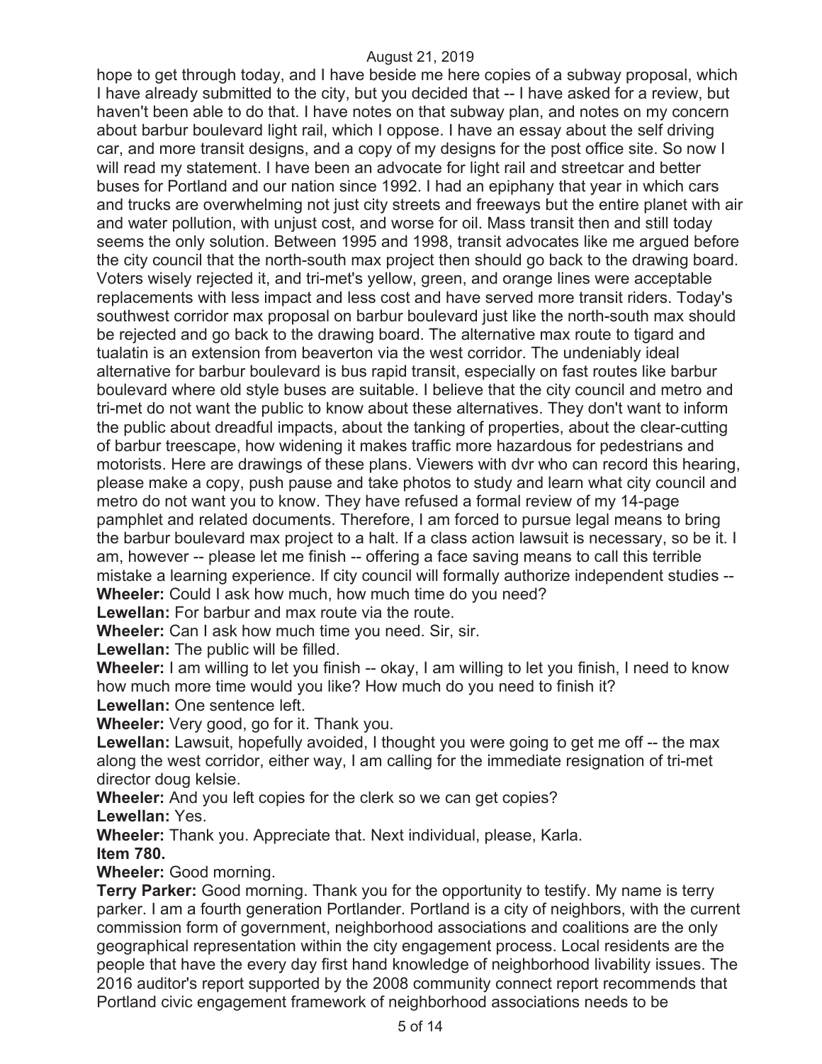hope to get through today, and I have beside me here copies of a subway proposal, which I have already submitted to the city, but you decided that -- I have asked for a review, but haven't been able to do that. I have notes on that subway plan, and notes on my concern about barbur boulevard light rail, which I oppose. I have an essay about the self driving car, and more transit designs, and a copy of my designs for the post office site. So now I will read my statement. I have been an advocate for light rail and streetcar and better buses for Portland and our nation since 1992. I had an epiphany that year in which cars and trucks are overwhelming not just city streets and freeways but the entire planet with air and water pollution, with unjust cost, and worse for oil. Mass transit then and still today seems the only solution. Between 1995 and 1998, transit advocates like me argued before the city council that the north-south max project then should go back to the drawing board. Voters wisely rejected it, and tri-met's yellow, green, and orange lines were acceptable replacements with less impact and less cost and have served more transit riders. Today's southwest corridor max proposal on barbur boulevard just like the north-south max should be rejected and go back to the drawing board. The alternative max route to tigard and tualatin is an extension from beaverton via the west corridor. The undeniably ideal alternative for barbur boulevard is bus rapid transit, especially on fast routes like barbur boulevard where old style buses are suitable. I believe that the city council and metro and tri-met do not want the public to know about these alternatives. They don't want to inform the public about dreadful impacts, about the tanking of properties, about the clear-cutting of barbur treescape, how widening it makes traffic more hazardous for pedestrians and motorists. Here are drawings of these plans. Viewers with dvr who can record this hearing, please make a copy, push pause and take photos to study and learn what city council and metro do not want you to know. They have refused a formal review of my 14-page pamphlet and related documents. Therefore, I am forced to pursue legal means to bring the barbur boulevard max project to a halt. If a class action lawsuit is necessary, so be it. I am, however -- please let me finish -- offering a face saving means to call this terrible mistake a learning experience. If city council will formally authorize independent studies --

**Wheeler:** Could I ask how much, how much time do you need?

**Lewellan:** For barbur and max route via the route.

**Wheeler:** Can I ask how much time you need. Sir, sir.

**Lewellan:** The public will be filled.

**Wheeler:** I am willing to let you finish -- okay, I am willing to let you finish, I need to know how much more time would you like? How much do you need to finish it?

**Lewellan:** One sentence left.

**Wheeler:** Very good, go for it. Thank you.

**Lewellan:** Lawsuit, hopefully avoided, I thought you were going to get me off -- the max along the west corridor, either way, I am calling for the immediate resignation of tri-met director doug kelsie.

**Wheeler:** And you left copies for the clerk so we can get copies?

**Lewellan:** Yes.

**Wheeler:** Thank you. Appreciate that. Next individual, please, Karla.

**Item 780.**

**Wheeler:** Good morning.

**Terry Parker:** Good morning. Thank you for the opportunity to testify. My name is terry parker. I am a fourth generation Portlander. Portland is a city of neighbors, with the current commission form of government, neighborhood associations and coalitions are the only geographical representation within the city engagement process. Local residents are the people that have the every day first hand knowledge of neighborhood livability issues. The 2016 auditor's report supported by the 2008 community connect report recommends that Portland civic engagement framework of neighborhood associations needs to be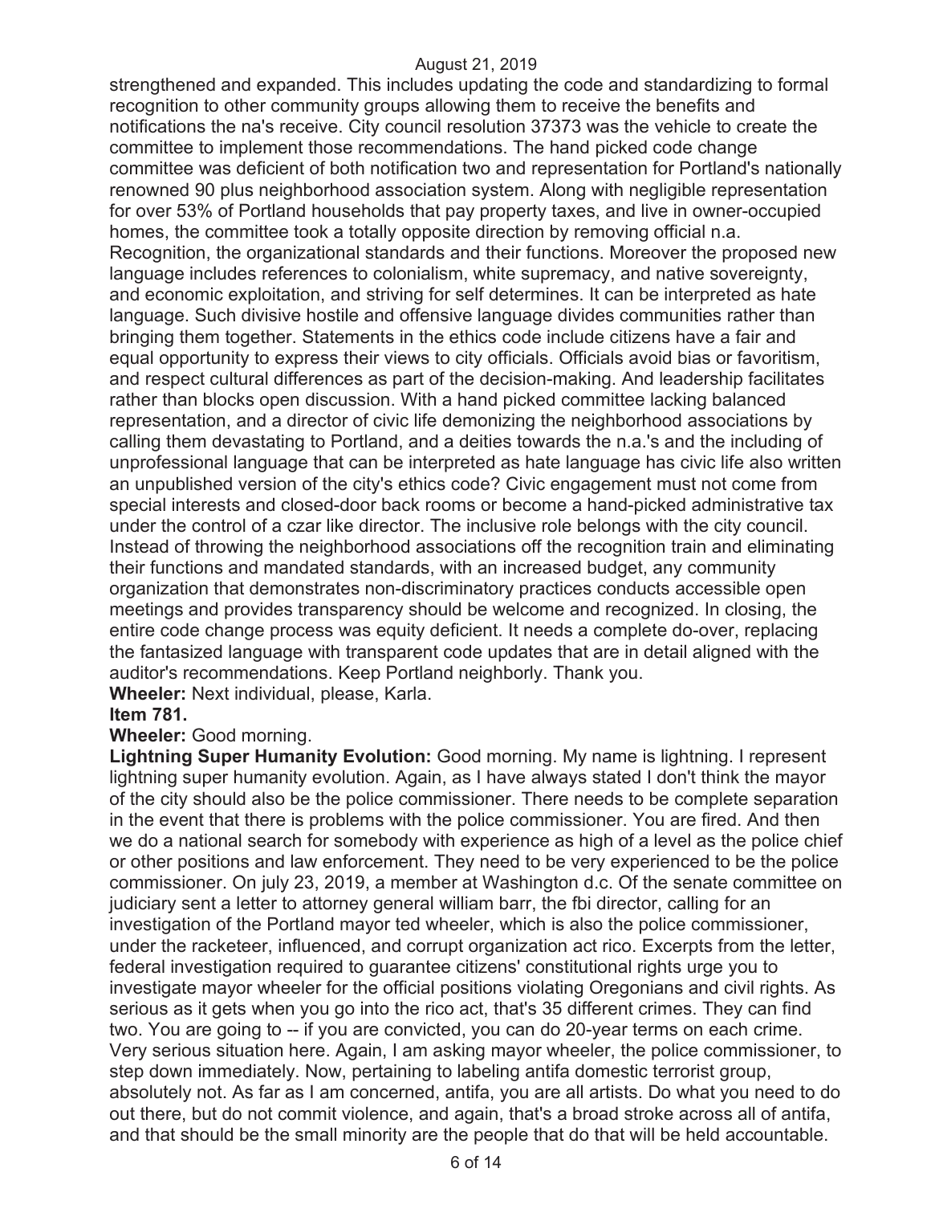strengthened and expanded. This includes updating the code and standardizing to formal recognition to other community groups allowing them to receive the benefits and notifications the na's receive. City council resolution 37373 was the vehicle to create the committee to implement those recommendations. The hand picked code change committee was deficient of both notification two and representation for Portland's nationally renowned 90 plus neighborhood association system. Along with negligible representation for over 53% of Portland households that pay property taxes, and live in owner-occupied homes, the committee took a totally opposite direction by removing official n.a. Recognition, the organizational standards and their functions. Moreover the proposed new language includes references to colonialism, white supremacy, and native sovereignty, and economic exploitation, and striving for self determines. It can be interpreted as hate language. Such divisive hostile and offensive language divides communities rather than bringing them together. Statements in the ethics code include citizens have a fair and equal opportunity to express their views to city officials. Officials avoid bias or favoritism, and respect cultural differences as part of the decision-making. And leadership facilitates rather than blocks open discussion. With a hand picked committee lacking balanced representation, and a director of civic life demonizing the neighborhood associations by calling them devastating to Portland, and a deities towards the n.a.'s and the including of unprofessional language that can be interpreted as hate language has civic life also written an unpublished version of the city's ethics code? Civic engagement must not come from special interests and closed-door back rooms or become a hand-picked administrative tax under the control of a czar like director. The inclusive role belongs with the city council. Instead of throwing the neighborhood associations off the recognition train and eliminating their functions and mandated standards, with an increased budget, any community organization that demonstrates non-discriminatory practices conducts accessible open meetings and provides transparency should be welcome and recognized. In closing, the entire code change process was equity deficient. It needs a complete do-over, replacing the fantasized language with transparent code updates that are in detail aligned with the auditor's recommendations. Keep Portland neighborly. Thank you.

**Wheeler:** Next individual, please, Karla.

**Item 781.**

**Wheeler:** Good morning.

**Lightning Super Humanity Evolution:** Good morning. My name is lightning. I represent lightning super humanity evolution. Again, as I have always stated I don't think the mayor of the city should also be the police commissioner. There needs to be complete separation in the event that there is problems with the police commissioner. You are fired. And then we do a national search for somebody with experience as high of a level as the police chief or other positions and law enforcement. They need to be very experienced to be the police commissioner. On july 23, 2019, a member at Washington d.c. Of the senate committee on judiciary sent a letter to attorney general william barr, the fbi director, calling for an investigation of the Portland mayor ted wheeler, which is also the police commissioner, under the racketeer, influenced, and corrupt organization act rico. Excerpts from the letter, federal investigation required to guarantee citizens' constitutional rights urge you to investigate mayor wheeler for the official positions violating Oregonians and civil rights. As serious as it gets when you go into the rico act, that's 35 different crimes. They can find two. You are going to -- if you are convicted, you can do 20-year terms on each crime. Very serious situation here. Again, I am asking mayor wheeler, the police commissioner, to step down immediately. Now, pertaining to labeling antifa domestic terrorist group, absolutely not. As far as I am concerned, antifa, you are all artists. Do what you need to do out there, but do not commit violence, and again, that's a broad stroke across all of antifa, and that should be the small minority are the people that do that will be held accountable.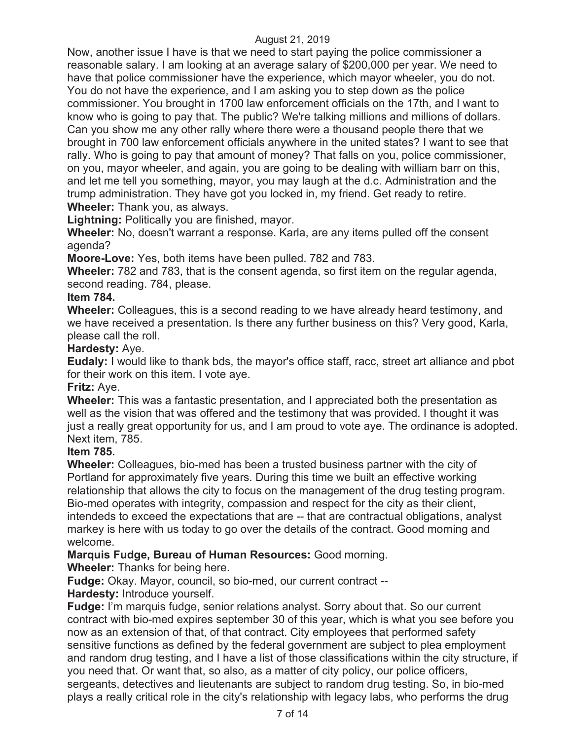Now, another issue I have is that we need to start paying the police commissioner a reasonable salary. I am looking at an average salary of $200,000 per year. We need to have that police commissioner have the experience, which mayor wheeler, you do not. You do not have the experience, and I am asking you to step down as the police commissioner. You brought in 1700 law enforcement officials on the 17th, and I want to know who is going to pay that. The public? We're talking millions and millions of dollars. Can you show me any other rally where there were a thousand people there that we brought in 700 law enforcement officials anywhere in the united states? I want to see that rally. Who is going to pay that amount of money? That falls on you, police commissioner, on you, mayor wheeler, and again, you are going to be dealing with william barr on this, and let me tell you something, mayor, you may laugh at the d.c. Administration and the trump administration. They have got you locked in, my friend. Get ready to retire.

**Wheeler:** Thank you, as always.

**Lightning:** Politically you are finished, mayor.

**Wheeler:** No, doesn't warrant a response. Karla, are any items pulled off the consent agenda?

**Moore-Love:** Yes, both items have been pulled. 782 and 783.

**Wheeler:** 782 and 783, that is the consent agenda, so first item on the regular agenda, second reading. 784, please.

**Item 784.**

**Wheeler:** Colleagues, this is a second reading to we have already heard testimony, and we have received a presentation. Is there any further business on this? Very good, Karla, please call the roll.

**Hardesty:** Aye.

**Eudaly:** I would like to thank bds, the mayor's office staff, racc, street art alliance and pbot for their work on this item. I vote aye.

**Fritz:** Aye.

**Wheeler:** This was a fantastic presentation, and I appreciated both the presentation as well as the vision that was offered and the testimony that was provided. I thought it was just a really great opportunity for us, and I am proud to vote aye. The ordinance is adopted. Next item, 785.

**Item 785.**

**Wheeler:** Colleagues, bio-med has been a trusted business partner with the city of Portland for approximately five years. During this time we built an effective working relationship that allows the city to focus on the management of the drug testing program. Bio-med operates with integrity, compassion and respect for the city as their client, intendeds to exceed the expectations that are -- that are contractual obligations, analyst markey is here with us today to go over the details of the contract. Good morning and welcome.

**Marquis Fudge, Bureau of Human Resources:** Good morning.

**Wheeler:** Thanks for being here.

**Fudge:** Okay. Mayor, council, so bio-med, our current contract --

**Hardesty:** Introduce yourself.

**Fudge:** I'm marquis fudge, senior relations analyst. Sorry about that. So our current contract with bio-med expires september 30 of this year, which is what you see before you now as an extension of that, of that contract. City employees that performed safety sensitive functions as defined by the federal government are subject to plea employment and random drug testing, and I have a list of those classifications within the city structure, if you need that. Or want that, so also, as a matter of city policy, our police officers, sergeants, detectives and lieutenants are subject to random drug testing. So, in bio-med plays a really critical role in the city's relationship with legacy labs, who performs the drug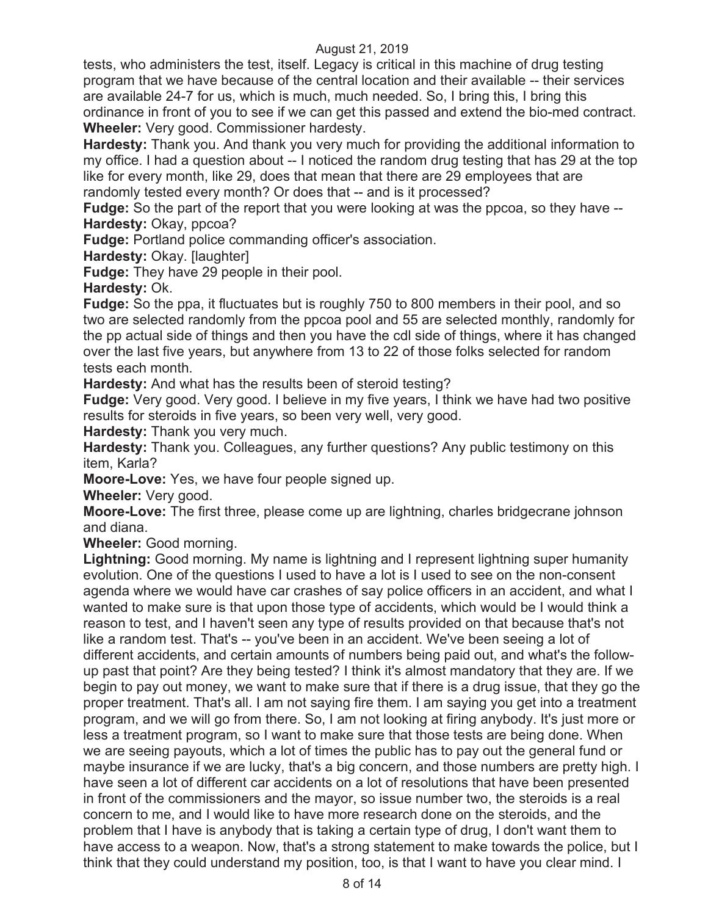tests, who administers the test, itself. Legacy is critical in this machine of drug testing program that we have because of the central location and their available -- their services are available 24-7 for us, which is much, much needed. So, I bring this, I bring this ordinance in front of you to see if we can get this passed and extend the bio-med contract.

**Wheeler:** Very good. Commissioner hardesty.

**Hardesty:** Thank you. And thank you very much for providing the additional information to my office. I had a question about -- I noticed the random drug testing that has 29 at the top like for every month, like 29, does that mean that there are 29 employees that are randomly tested every month? Or does that -- and is it processed?

**Fudge:** So the part of the report that you were looking at was the ppcoa, so they have --

**Hardesty:** Okay, ppcoa?

**Fudge:** Portland police commanding officer's association.

**Hardesty:** Okay. [laughter]

**Fudge:** They have 29 people in their pool.

**Hardesty:** Ok.

**Fudge:** So the ppa, it fluctuates but is roughly 750 to 800 members in their pool, and so two are selected randomly from the ppcoa pool and 55 are selected monthly, randomly for the pp actual side of things and then you have the cdl side of things, where it has changed over the last five years, but anywhere from 13 to 22 of those folks selected for random tests each month.

**Hardesty:** And what has the results been of steroid testing?

**Fudge:** Very good. Very good. I believe in my five years, I think we have had two positive results for steroids in five years, so been very well, very good.

**Hardesty:** Thank you very much.

**Hardesty:** Thank you. Colleagues, any further questions? Any public testimony on this item, Karla?

**Moore-Love:** Yes, we have four people signed up.

**Wheeler:** Very good.

**Moore-Love:** The first three, please come up are lightning, charles bridgecrane johnson and diana.

**Wheeler:** Good morning.

**Lightning:** Good morning. My name is lightning and I represent lightning super humanity evolution. One of the questions I used to have a lot is I used to see on the non-consent agenda where we would have car crashes of say police officers in an accident, and what I wanted to make sure is that upon those type of accidents, which would be I would think a reason to test, and I haven't seen any type of results provided on that because that's not like a random test. That's -- you've been in an accident. We've been seeing a lot of different accidents, and certain amounts of numbers being paid out, and what's the follow-up past that point? Are they being tested? I think it's almost mandatory that they are. If we begin to pay out money, we want to make sure that if there is a drug issue, that they go the proper treatment. That's all. I am not saying fire them. I am saying you get into a treatment program, and we will go from there. So, I am not looking at firing anybody. It's just more or less a treatment program, so I want to make sure that those tests are being done. When we are seeing payouts, which a lot of times the public has to pay out the general fund or maybe insurance if we are lucky, that's a big concern, and those numbers are pretty high. I have seen a lot of different car accidents on a lot of resolutions that have been presented in front of the commissioners and the mayor, so issue number two, the steroids is a real concern to me, and I would like to have more research done on the steroids, and the problem that I have is anybody that is taking a certain type of drug, I don't want them to have access to a weapon. Now, that's a strong statement to make towards the police, but I think that they could understand my position, too, is that I want to have you clear mind. I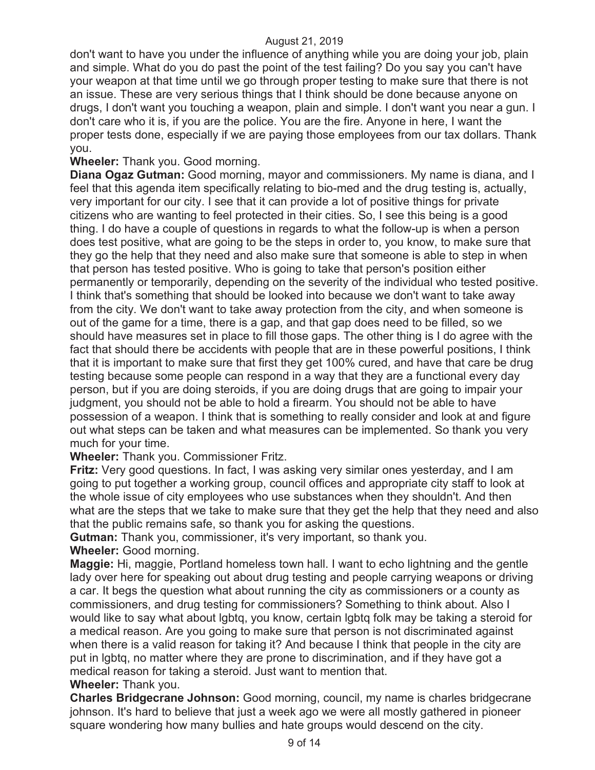don't want to have you under the influence of anything while you are doing your job, plain and simple. What do you do past the point of the test failing? Do you say you can't have your weapon at that time until we go through proper testing to make sure that there is not an issue. These are very serious things that I think should be done because anyone on drugs, I don't want you touching a weapon, plain and simple. I don't want you near a gun. I don't care who it is, if you are the police. You are the fire. Anyone in here, I want the proper tests done, especially if we are paying those employees from our tax dollars. Thank you.

**Wheeler:** Thank you. Good morning.

**Diana Ogaz Gutman:** Good morning, mayor and commissioners. My name is diana, and I feel that this agenda item specifically relating to bio-med and the drug testing is, actually, very important for our city. I see that it can provide a lot of positive things for private citizens who are wanting to feel protected in their cities. So, I see this being is a good thing. I do have a couple of questions in regards to what the follow-up is when a person does test positive, what are going to be the steps in order to, you know, to make sure that they go the help that they need and also make sure that someone is able to step in when that person has tested positive. Who is going to take that person's position either permanently or temporarily, depending on the severity of the individual who tested positive. I think that's something that should be looked into because we don't want to take away from the city. We don't want to take away protection from the city, and when someone is out of the game for a time, there is a gap, and that gap does need to be filled, so we should have measures set in place to fill those gaps. The other thing is I do agree with the fact that should there be accidents with people that are in these powerful positions, I think that it is important to make sure that first they get 100% cured, and have that care be drug testing because some people can respond in a way that they are a functional every day person, but if you are doing steroids, if you are doing drugs that are going to impair your judgment, you should not be able to hold a firearm. You should not be able to have possession of a weapon. I think that is something to really consider and look at and figure out what steps can be taken and what measures can be implemented. So thank you very much for your time.

**Wheeler:** Thank you. Commissioner Fritz.

**Fritz:** Very good questions. In fact, I was asking very similar ones yesterday, and I am going to put together a working group, council offices and appropriate city staff to look at the whole issue of city employees who use substances when they shouldn't. And then what are the steps that we take to make sure that they get the help that they need and also that the public remains safe, so thank you for asking the questions.

**Gutman:** Thank you, commissioner, it's very important, so thank you.

**Wheeler:** Good morning.

**Maggie:** Hi, maggie, Portland homeless town hall. I want to echo lightning and the gentle lady over here for speaking out about drug testing and people carrying weapons or driving a car. It begs the question what about running the city as commissioners or a county as commissioners, and drug testing for commissioners? Something to think about. Also I would like to say what about lgbtq, you know, certain lgbtq folk may be taking a steroid for a medical reason. Are you going to make sure that person is not discriminated against when there is a valid reason for taking it? And because I think that people in the city are put in lgbtq, no matter where they are prone to discrimination, and if they have got a medical reason for taking a steroid. Just want to mention that.

**Wheeler:** Thank you.

**Charles Bridgecrane Johnson:** Good morning, council, my name is charles bridgecrane johnson. It's hard to believe that just a week ago we were all mostly gathered in pioneer square wondering how many bullies and hate groups would descend on the city.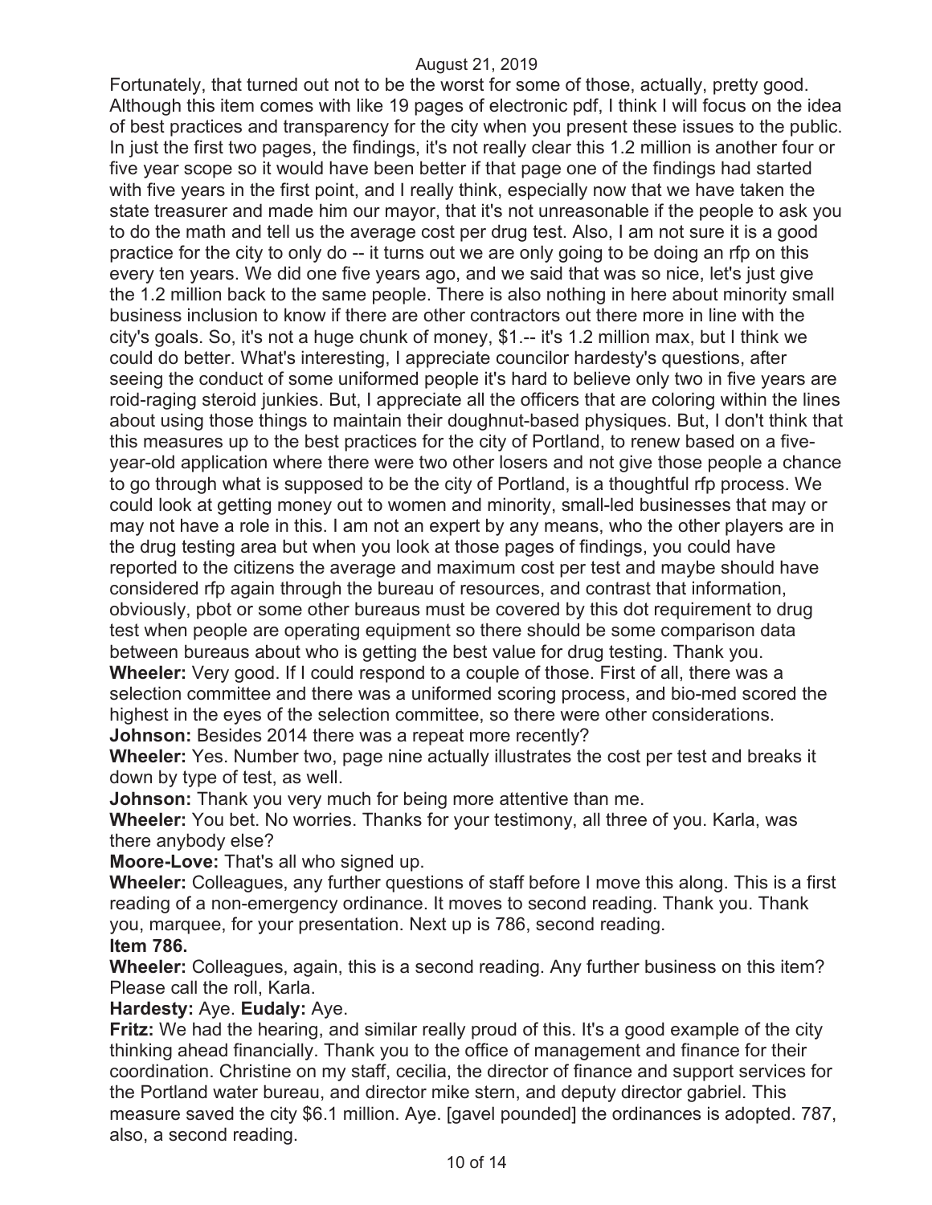Fortunately, that turned out not to be the worst for some of those, actually, pretty good. Although this item comes with like 19 pages of electronic pdf, I think I will focus on the idea of best practices and transparency for the city when you present these issues to the public. In just the first two pages, the findings, it's not really clear this 1.2 million is another four or five year scope so it would have been better if that page one of the findings had started with five years in the first point, and I really think, especially now that we have taken the state treasurer and made him our mayor, that it's not unreasonable if the people to ask you to do the math and tell us the average cost per drug test. Also, I am not sure it is a good practice for the city to only do -- it turns out we are only going to be doing an rfp on this every ten years. We did one five years ago, and we said that was so nice, let's just give the 1.2 million back to the same people. There is also nothing in here about minority small business inclusion to know if there are other contractors out there more in line with the city's goals. So, it's not a huge chunk of money, $1.-- it's 1.2 million max, but I think we could do better. What's interesting, I appreciate councilor hardesty's questions, after seeing the conduct of some uniformed people it's hard to believe only two in five years are roid-raging steroid junkies. But, I appreciate all the officers that are coloring within the lines about using those things to maintain their doughnut-based physiques. But, I don't think that this measures up to the best practices for the city of Portland, to renew based on a five-year-old application where there were two other losers and not give those people a chance to go through what is supposed to be the city of Portland, is a thoughtful rfp process. We could look at getting money out to women and minority, small-led businesses that may or may not have a role in this. I am not an expert by any means, who the other players are in the drug testing area but when you look at those pages of findings, you could have reported to the citizens the average and maximum cost per test and maybe should have considered rfp again through the bureau of resources, and contrast that information, obviously, pbot or some other bureaus must be covered by this dot requirement to drug test when people are operating equipment so there should be some comparison data between bureaus about who is getting the best value for drug testing. Thank you.

**Wheeler:** Very good. If I could respond to a couple of those. First of all, there was a selection committee and there was a uniformed scoring process, and bio-med scored the highest in the eyes of the selection committee, so there were other considerations.

**Johnson:** Besides 2014 there was a repeat more recently?

**Wheeler:** Yes. Number two, page nine actually illustrates the cost per test and breaks it down by type of test, as well.

**Johnson:** Thank you very much for being more attentive than me.

**Wheeler:** You bet. No worries. Thanks for your testimony, all three of you. Karla, was there anybody else?

**Moore-Love:** That's all who signed up.

**Wheeler:** Colleagues, any further questions of staff before I move this along. This is a first reading of a non-emergency ordinance. It moves to second reading. Thank you. Thank you, marquee, for your presentation. Next up is 786, second reading.

**Item 786.**

**Wheeler:** Colleagues, again, this is a second reading. Any further business on this item? Please call the roll, Karla.

**Hardesty:** Aye. **Eudaly:** Aye.

**Fritz:** We had the hearing, and similar really proud of this. It's a good example of the city thinking ahead financially. Thank you to the office of management and finance for their coordination. Christine on my staff, cecilia, the director of finance and support services for the Portland water bureau, and director mike stern, and deputy director gabriel. This measure saved the city $6.1 million. Aye. [gavel pounded] the ordinances is adopted. 787, also, a second reading.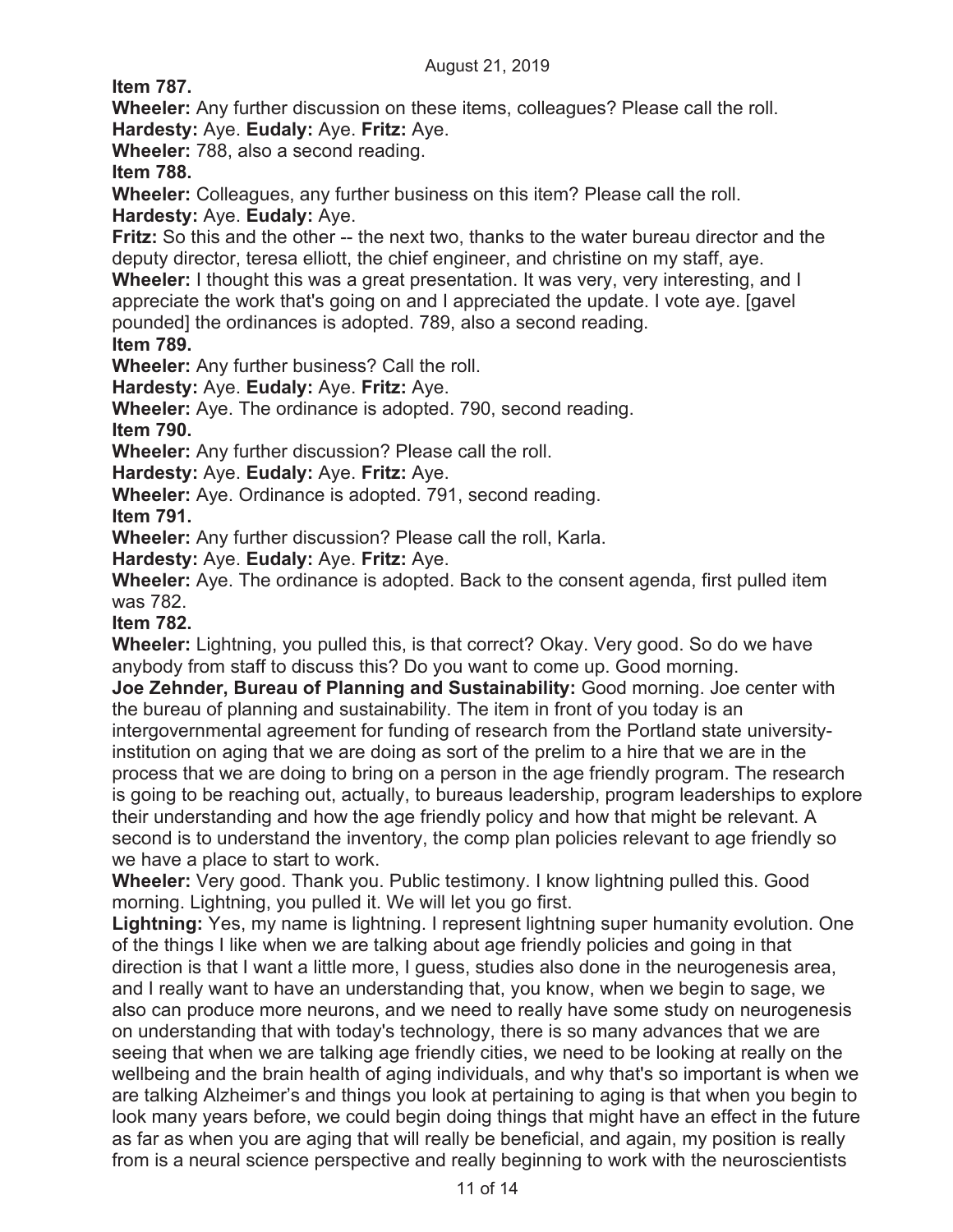**Item 787.**

**Wheeler:** Any further discussion on these items, colleagues? Please call the roll.

**Hardesty:** Aye. **Eudaly:** Aye. **Fritz:** Aye.

**Wheeler:** 788, also a second reading.

**Item 788.**

**Wheeler:** Colleagues, any further business on this item? Please call the roll.

**Hardesty:** Aye. **Eudaly:** Aye.

**Fritz:** So this and the other -- the next two, thanks to the water bureau director and the deputy director, teresa elliott, the chief engineer, and christine on my staff, aye.

**Wheeler:** I thought this was a great presentation. It was very, very interesting, and I appreciate the work that's going on and I appreciated the update. I vote aye. [gavel pounded] the ordinances is adopted. 789, also a second reading.

**Item 789.**

**Wheeler:** Any further business? Call the roll.

**Hardesty:** Aye. **Eudaly:** Aye. **Fritz:** Aye.

**Wheeler:** Aye. The ordinance is adopted. 790, second reading.

**Item 790.**

**Wheeler:** Any further discussion? Please call the roll.

**Hardesty:** Aye. **Eudaly:** Aye. **Fritz:** Aye.

**Wheeler:** Aye. Ordinance is adopted. 791, second reading.

**Item 791.**

**Wheeler:** Any further discussion? Please call the roll, Karla.

**Hardesty:** Aye. **Eudaly:** Aye. **Fritz:** Aye.

**Wheeler:** Aye. The ordinance is adopted. Back to the consent agenda, first pulled item was 782.

**Item 782.**

**Wheeler:** Lightning, you pulled this, is that correct? Okay. Very good. So do we have anybody from staff to discuss this? Do you want to come up. Good morning.

**Joe Zehnder, Bureau of Planning and Sustainability:** Good morning. Joe center with the bureau of planning and sustainability. The item in front of you today is an intergovernmental agreement for funding of research from the Portland state university-institution on aging that we are doing as sort of the prelim to a hire that we are in the process that we are doing to bring on a person in the age friendly program. The research is going to be reaching out, actually, to bureaus leadership, program leaderships to explore their understanding and how the age friendly policy and how that might be relevant. A second is to understand the inventory, the comp plan policies relevant to age friendly so we have a place to start to work.

**Wheeler:** Very good. Thank you. Public testimony. I know lightning pulled this. Good morning. Lightning, you pulled it. We will let you go first.

**Lightning:** Yes, my name is lightning. I represent lightning super humanity evolution. One of the things I like when we are talking about age friendly policies and going in that direction is that I want a little more, I guess, studies also done in the neurogenesis area, and I really want to have an understanding that, you know, when we begin to sage, we also can produce more neurons, and we need to really have some study on neurogenesis on understanding that with today's technology, there is so many advances that we are seeing that when we are talking age friendly cities, we need to be looking at really on the wellbeing and the brain health of aging individuals, and why that's so important is when we are talking Alzheimer's and things you look at pertaining to aging is that when you begin to look many years before, we could begin doing things that might have an effect in the future as far as when you are aging that will really be beneficial, and again, my position is really from is a neural science perspective and really beginning to work with the neuroscientists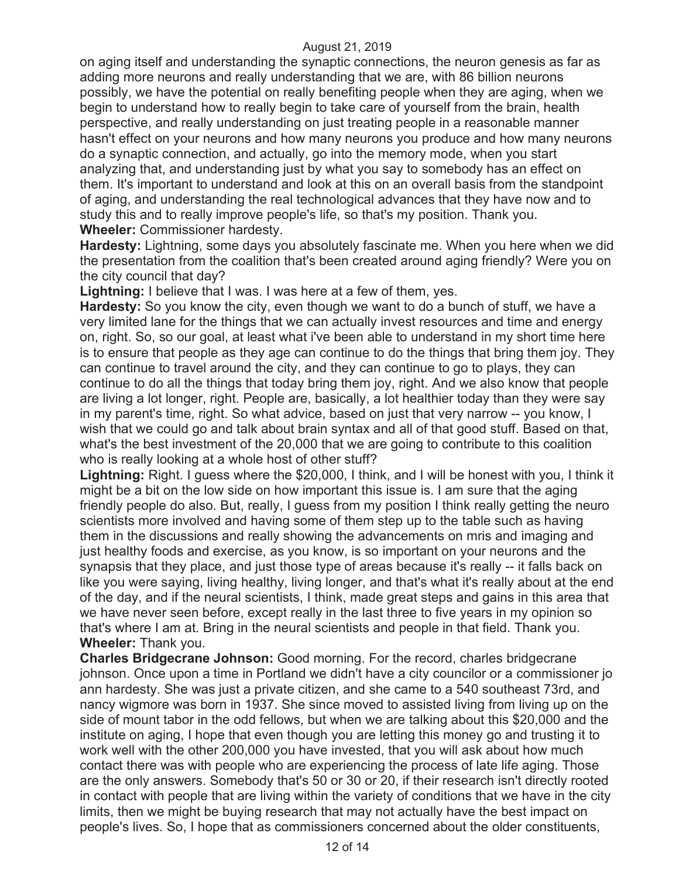on aging itself and understanding the synaptic connections, the neuron genesis as far as adding more neurons and really understanding that we are, with 86 billion neurons possibly, we have the potential on really benefiting people when they are aging, when we begin to understand how to really begin to take care of yourself from the brain, health perspective, and really understanding on just treating people in a reasonable manner hasn't effect on your neurons and how many neurons you produce and how many neurons do a synaptic connection, and actually, go into the memory mode, when you start analyzing that, and understanding just by what you say to somebody has an effect on them. It's important to understand and look at this on an overall basis from the standpoint of aging, and understanding the real technological advances that they have now and to study this and to really improve people's life, so that's my position. Thank you.

**Wheeler:** Commissioner hardesty.

**Hardesty:** Lightning, some days you absolutely fascinate me. When you here when we did the presentation from the coalition that's been created around aging friendly? Were you on the city council that day?

**Lightning:** I believe that I was. I was here at a few of them, yes.

**Hardesty:** So you know the city, even though we want to do a bunch of stuff, we have a very limited lane for the things that we can actually invest resources and time and energy on, right. So, so our goal, at least what i've been able to understand in my short time here is to ensure that people as they age can continue to do the things that bring them joy. They can continue to travel around the city, and they can continue to go to plays, they can continue to do all the things that today bring them joy, right. And we also know that people are living a lot longer, right. People are, basically, a lot healthier today than they were say in my parent's time, right. So what advice, based on just that very narrow -- you know, I wish that we could go and talk about brain syntax and all of that good stuff. Based on that, what's the best investment of the 20,000 that we are going to contribute to this coalition who is really looking at a whole host of other stuff?

**Lightning:** Right. I guess where the $20,000, I think, and I will be honest with you, I think it might be a bit on the low side on how important this issue is. I am sure that the aging friendly people do also. But, really, I guess from my position I think really getting the neuro scientists more involved and having some of them step up to the table such as having them in the discussions and really showing the advancements on mris and imaging and just healthy foods and exercise, as you know, is so important on your neurons and the synapsis that they place, and just those type of areas because it's really -- it falls back on like you were saying, living healthy, living longer, and that's what it's really about at the end of the day, and if the neural scientists, I think, made great steps and gains in this area that we have never seen before, except really in the last three to five years in my opinion so that's where I am at. Bring in the neural scientists and people in that field. Thank you.

**Wheeler:** Thank you.

**Charles Bridgecrane Johnson:** Good morning. For the record, charles bridgecrane johnson. Once upon a time in Portland we didn't have a city councilor or a commissioner jo ann hardesty. She was just a private citizen, and she came to a 540 southeast 73rd, and nancy wigmore was born in 1937. She since moved to assisted living from living up on the side of mount tabor in the odd fellows, but when we are talking about this $20,000 and the institute on aging, I hope that even though you are letting this money go and trusting it to work well with the other 200,000 you have invested, that you will ask about how much contact there was with people who are experiencing the process of late life aging. Those are the only answers. Somebody that's 50 or 30 or 20, if their research isn't directly rooted in contact with people that are living within the variety of conditions that we have in the city limits, then we might be buying research that may not actually have the best impact on people's lives. So, I hope that as commissioners concerned about the older constituents,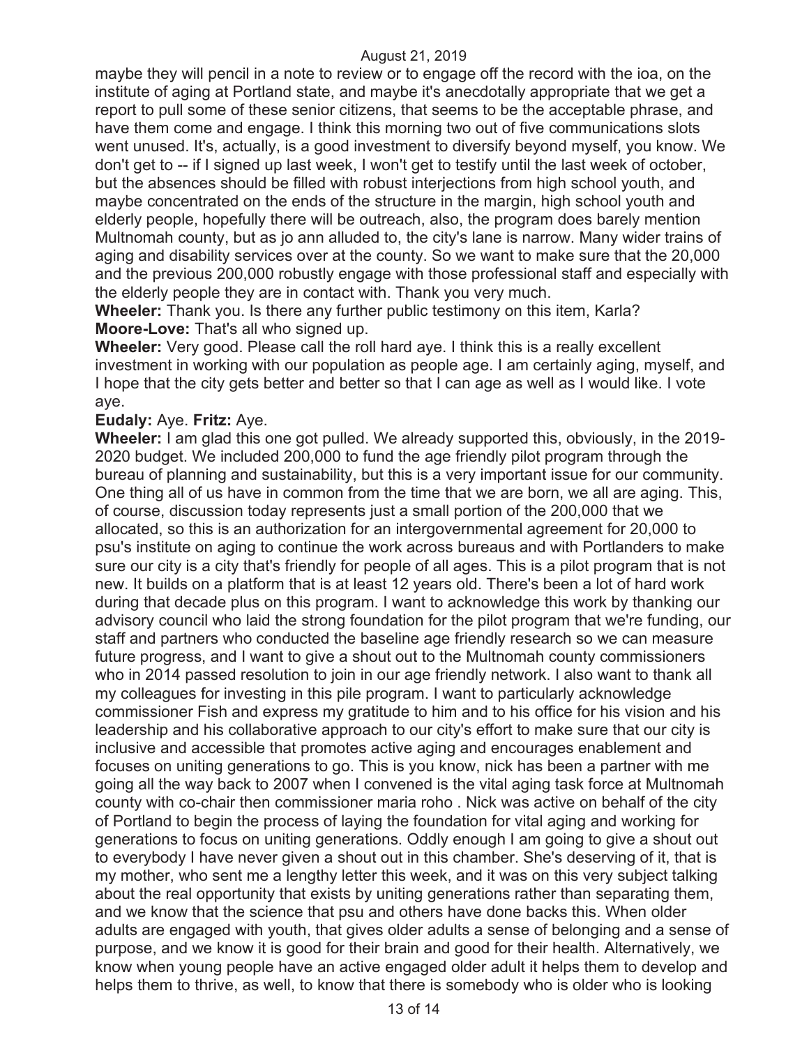maybe they will pencil in a note to review or to engage off the record with the ioa, on the institute of aging at Portland state, and maybe it's anecdotally appropriate that we get a report to pull some of these senior citizens, that seems to be the acceptable phrase, and have them come and engage. I think this morning two out of five communications slots went unused. It's, actually, is a good investment to diversify beyond myself, you know. We don't get to -- if I signed up last week, I won't get to testify until the last week of october, but the absences should be filled with robust interjections from high school youth, and maybe concentrated on the ends of the structure in the margin, high school youth and elderly people, hopefully there will be outreach, also, the program does barely mention Multnomah county, but as jo ann alluded to, the city's lane is narrow. Many wider trains of aging and disability services over at the county. So we want to make sure that the 20,000 and the previous 200,000 robustly engage with those professional staff and especially with the elderly people they are in contact with. Thank you very much.

**Wheeler:** Thank you. Is there any further public testimony on this item, Karla?

**Moore-Love:** That's all who signed up.

**Wheeler:** Very good. Please call the roll hard aye. I think this is a really excellent investment in working with our population as people age. I am certainly aging, myself, and I hope that the city gets better and better so that I can age as well as I would like. I vote aye.

**Eudaly:** Aye. **Fritz:** Aye.

**Wheeler:** I am glad this one got pulled. We already supported this, obviously, in the 2019-2020 budget. We included 200,000 to fund the age friendly pilot program through the bureau of planning and sustainability, but this is a very important issue for our community. One thing all of us have in common from the time that we are born, we all are aging. This, of course, discussion today represents just a small portion of the 200,000 that we allocated, so this is an authorization for an intergovernmental agreement for 20,000 to psu's institute on aging to continue the work across bureaus and with Portlanders to make sure our city is a city that's friendly for people of all ages. This is a pilot program that is not new. It builds on a platform that is at least 12 years old. There's been a lot of hard work during that decade plus on this program. I want to acknowledge this work by thanking our advisory council who laid the strong foundation for the pilot program that we're funding, our staff and partners who conducted the baseline age friendly research so we can measure future progress, and I want to give a shout out to the Multnomah county commissioners who in 2014 passed resolution to join in our age friendly network. I also want to thank all my colleagues for investing in this pile program. I want to particularly acknowledge commissioner Fish and express my gratitude to him and to his office for his vision and his leadership and his collaborative approach to our city's effort to make sure that our city is inclusive and accessible that promotes active aging and encourages enablement and focuses on uniting generations to go. This is you know, nick has been a partner with me going all the way back to 2007 when I convened is the vital aging task force at Multnomah county with co-chair then commissioner maria roho . Nick was active on behalf of the city of Portland to begin the process of laying the foundation for vital aging and working for generations to focus on uniting generations. Oddly enough I am going to give a shout out to everybody I have never given a shout out in this chamber. She's deserving of it, that is my mother, who sent me a lengthy letter this week, and it was on this very subject talking about the real opportunity that exists by uniting generations rather than separating them, and we know that the science that psu and others have done backs this. When older adults are engaged with youth, that gives older adults a sense of belonging and a sense of purpose, and we know it is good for their brain and good for their health. Alternatively, we know when young people have an active engaged older adult it helps them to develop and helps them to thrive, as well, to know that there is somebody who is older who is looking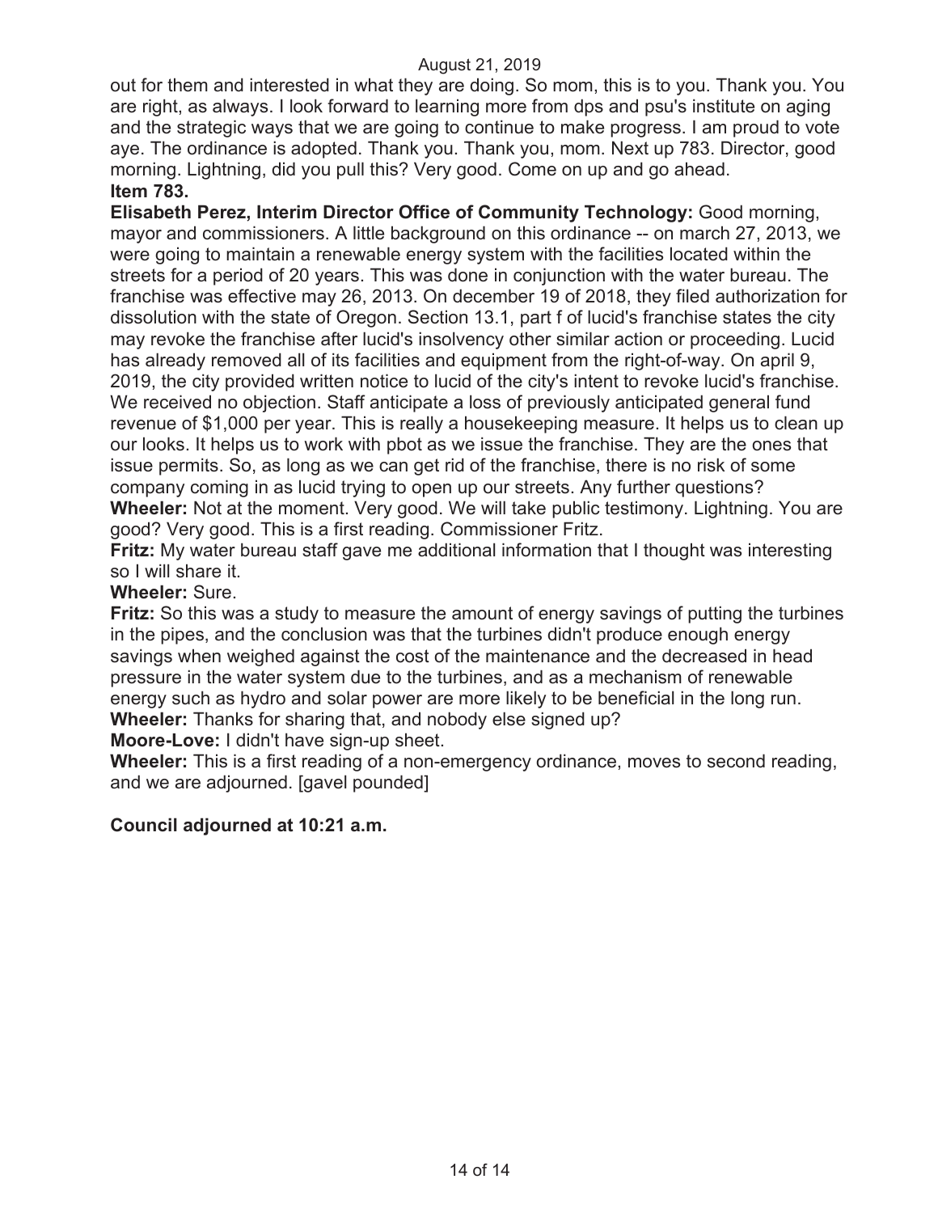out for them and interested in what they are doing. So mom, this is to you. Thank you. You are right, as always. I look forward to learning more from dps and psu's institute on aging and the strategic ways that we are going to continue to make progress. I am proud to vote aye. The ordinance is adopted. Thank you. Thank you, mom. Next up 783. Director, good morning. Lightning, did you pull this? Very good. Come on up and go ahead.

**Item 783.**

**Elisabeth Perez, Interim Director Office of Community Technology:** Good morning, mayor and commissioners. A little background on this ordinance -- on march 27, 2013, we were going to maintain a renewable energy system with the facilities located within the streets for a period of 20 years. This was done in conjunction with the water bureau. The franchise was effective may 26, 2013. On december 19 of 2018, they filed authorization for dissolution with the state of Oregon. Section 13.1, part f of lucid's franchise states the city may revoke the franchise after lucid's insolvency other similar action or proceeding. Lucid has already removed all of its facilities and equipment from the right-of-way. On april 9, 2019, the city provided written notice to lucid of the city's intent to revoke lucid's franchise. We received no objection. Staff anticipate a loss of previously anticipated general fund revenue of $1,000 per year. This is really a housekeeping measure. It helps us to clean up our looks. It helps us to work with pbot as we issue the franchise. They are the ones that issue permits. So, as long as we can get rid of the franchise, there is no risk of some company coming in as lucid trying to open up our streets. Any further questions?

**Wheeler:** Not at the moment. Very good. We will take public testimony. Lightning. You are good? Very good. This is a first reading. Commissioner Fritz.

**Fritz:** My water bureau staff gave me additional information that I thought was interesting so I will share it.

**Wheeler:** Sure.

**Fritz:** So this was a study to measure the amount of energy savings of putting the turbines in the pipes, and the conclusion was that the turbines didn't produce enough energy savings when weighed against the cost of the maintenance and the decreased in head pressure in the water system due to the turbines, and as a mechanism of renewable energy such as hydro and solar power are more likely to be beneficial in the long run.

**Wheeler:** Thanks for sharing that, and nobody else signed up?

**Moore-Love:** I didn't have sign-up sheet.

**Wheeler:** This is a first reading of a non-emergency ordinance, moves to second reading, and we are adjourned. [gavel pounded]

**Council adjourned at 10:21 a.m.**